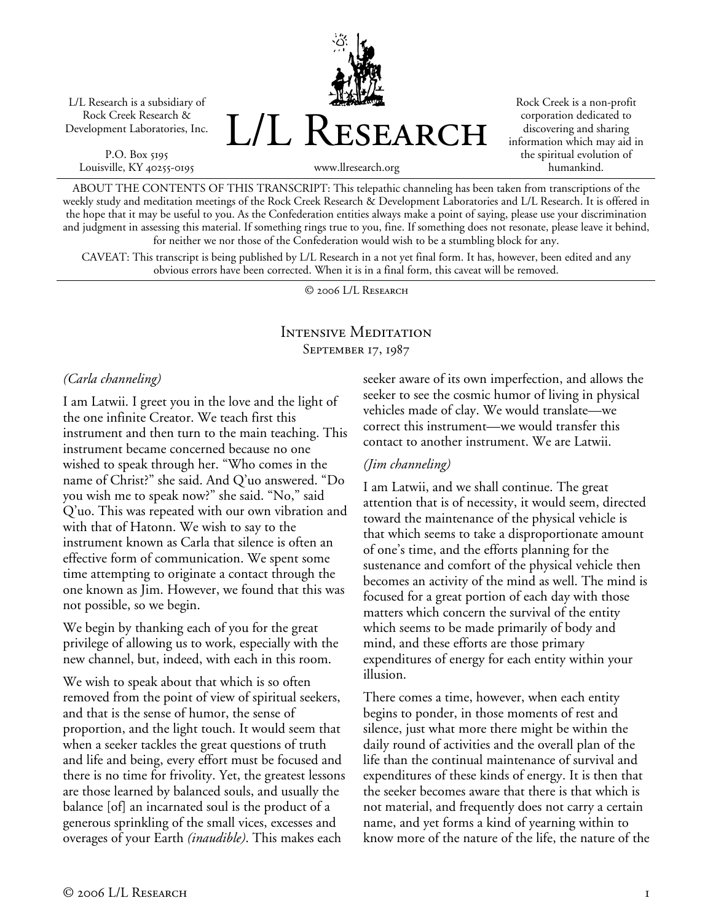L/L Research is a subsidiary of Rock Creek Research & Development Laboratories, Inc.

P.O. Box 5195
Louisville, KY 40255-0195

# L/L Research

www.llresearch.org

Rock Creek is a non-profit corporation dedicated to discovering and sharing information which may aid in the spiritual evolution of humankind.

ABOUT THE CONTENTS OF THIS TRANSCRIPT: This telepathic channeling has been taken from transcriptions of the weekly study and meditation meetings of the Rock Creek Research & Development Laboratories and L/L Research. It is offered in the hope that it may be useful to you. As the Confederation entities always make a point of saying, please use your discrimination and judgment in assessing this material. If something rings true to you, fine. If something does not resonate, please leave it behind, for neither we nor those of the Confederation would wish to be a stumbling block for any.

CAVEAT: This transcript is being published by L/L Research in a not yet final form. It has, however, been edited and any obvious errors have been corrected. When it is in a final form, this caveat will be removed.

© 2006 L/L Research

## Intensive Meditation
### September 17, 1987

*(Carla channeling)*

I am Latwii. I greet you in the love and the light of the one infinite Creator. We teach first this instrument and then turn to the main teaching. This instrument became concerned because no one wished to speak through her. "Who comes in the name of Christ?" she said. And Q'uo answered. "Do you wish me to speak now?" she said. "No," said Q'uo. This was repeated with our own vibration and with that of Hatonn. We wish to say to the instrument known as Carla that silence is often an effective form of communication. We spent some time attempting to originate a contact through the one known as Jim. However, we found that this was not possible, so we begin.

We begin by thanking each of you for the great privilege of allowing us to work, especially with the new channel, but, indeed, with each in this room.

We wish to speak about that which is so often removed from the point of view of spiritual seekers, and that is the sense of humor, the sense of proportion, and the light touch. It would seem that when a seeker tackles the great questions of truth and life and being, every effort must be focused and there is no time for frivolity. Yet, the greatest lessons are those learned by balanced souls, and usually the balance [of] an incarnated soul is the product of a generous sprinkling of the small vices, excesses and overages of your Earth *(inaudible)*. This makes each seeker aware of its own imperfection, and allows the seeker to see the cosmic humor of living in physical vehicles made of clay. We would translate—we correct this instrument—we would transfer this contact to another instrument. We are Latwii.

*(Jim channeling)*

I am Latwii, and we shall continue. The great attention that is of necessity, it would seem, directed toward the maintenance of the physical vehicle is that which seems to take a disproportionate amount of one's time, and the efforts planning for the sustenance and comfort of the physical vehicle then becomes an activity of the mind as well. The mind is focused for a great portion of each day with those matters which concern the survival of the entity which seems to be made primarily of body and mind, and these efforts are those primary expenditures of energy for each entity within your illusion.

There comes a time, however, when each entity begins to ponder, in those moments of rest and silence, just what more there might be within the daily round of activities and the overall plan of the life than the continual maintenance of survival and expenditures of these kinds of energy. It is then that the seeker becomes aware that there is that which is not material, and frequently does not carry a certain name, and yet forms a kind of yearning within to know more of the nature of the life, the nature of the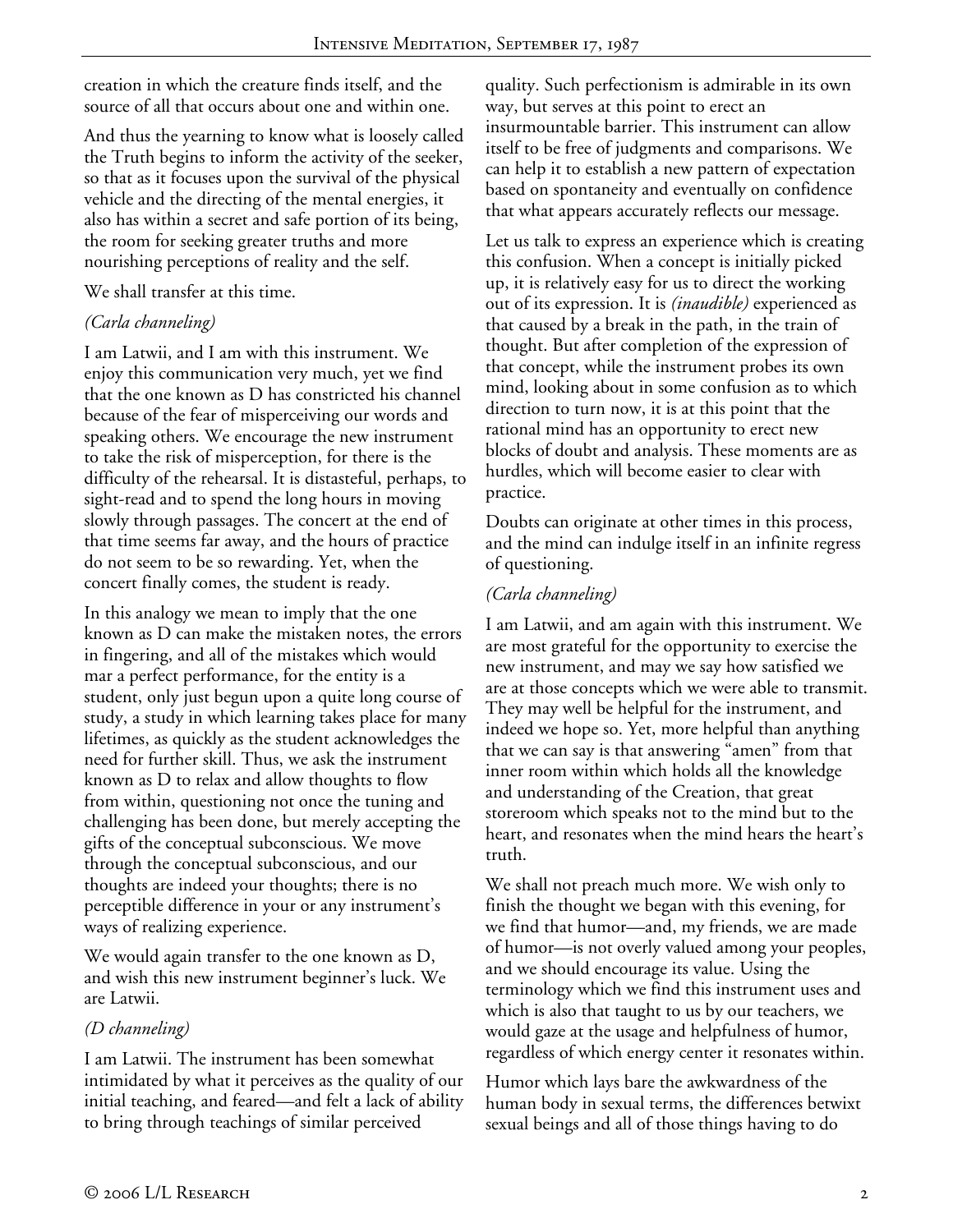creation in which the creature finds itself, and the source of all that occurs about one and within one.

And thus the yearning to know what is loosely called the Truth begins to inform the activity of the seeker, so that as it focuses upon the survival of the physical vehicle and the directing of the mental energies, it also has within a secret and safe portion of its being, the room for seeking greater truths and more nourishing perceptions of reality and the self.

We shall transfer at this time.

*(Carla channeling)*

I am Latwii, and I am with this instrument. We enjoy this communication very much, yet we find that the one known as D has constricted his channel because of the fear of misperceiving our words and speaking others. We encourage the new instrument to take the risk of misperception, for there is the difficulty of the rehearsal. It is distasteful, perhaps, to sight-read and to spend the long hours in moving slowly through passages. The concert at the end of that time seems far away, and the hours of practice do not seem to be so rewarding. Yet, when the concert finally comes, the student is ready.

In this analogy we mean to imply that the one known as D can make the mistaken notes, the errors in fingering, and all of the mistakes which would mar a perfect performance, for the entity is a student, only just begun upon a quite long course of study, a study in which learning takes place for many lifetimes, as quickly as the student acknowledges the need for further skill. Thus, we ask the instrument known as D to relax and allow thoughts to flow from within, questioning not once the tuning and challenging has been done, but merely accepting the gifts of the conceptual subconscious. We move through the conceptual subconscious, and our thoughts are indeed your thoughts; there is no perceptible difference in your or any instrument's ways of realizing experience.

We would again transfer to the one known as D, and wish this new instrument beginner's luck. We are Latwii.

*(D channeling)*

I am Latwii. The instrument has been somewhat intimidated by what it perceives as the quality of our initial teaching, and feared—and felt a lack of ability to bring through teachings of similar perceived quality. Such perfectionism is admirable in its own way, but serves at this point to erect an insurmountable barrier. This instrument can allow itself to be free of judgments and comparisons. We can help it to establish a new pattern of expectation based on spontaneity and eventually on confidence that what appears accurately reflects our message.

Let us talk to express an experience which is creating this confusion. When a concept is initially picked up, it is relatively easy for us to direct the working out of its expression. It is *(inaudible)* experienced as that caused by a break in the path, in the train of thought. But after completion of the expression of that concept, while the instrument probes its own mind, looking about in some confusion as to which direction to turn now, it is at this point that the rational mind has an opportunity to erect new blocks of doubt and analysis. These moments are as hurdles, which will become easier to clear with practice.

Doubts can originate at other times in this process, and the mind can indulge itself in an infinite regress of questioning.

*(Carla channeling)*

I am Latwii, and am again with this instrument. We are most grateful for the opportunity to exercise the new instrument, and may we say how satisfied we are at those concepts which we were able to transmit. They may well be helpful for the instrument, and indeed we hope so. Yet, more helpful than anything that we can say is that answering "amen" from that inner room within which holds all the knowledge and understanding of the Creation, that great storeroom which speaks not to the mind but to the heart, and resonates when the mind hears the heart's truth.

We shall not preach much more. We wish only to finish the thought we began with this evening, for we find that humor—and, my friends, we are made of humor—is not overly valued among your peoples, and we should encourage its value. Using the terminology which we find this instrument uses and which is also that taught to us by our teachers, we would gaze at the usage and helpfulness of humor, regardless of which energy center it resonates within.

Humor which lays bare the awkwardness of the human body in sexual terms, the differences betwixt sexual beings and all of those things having to do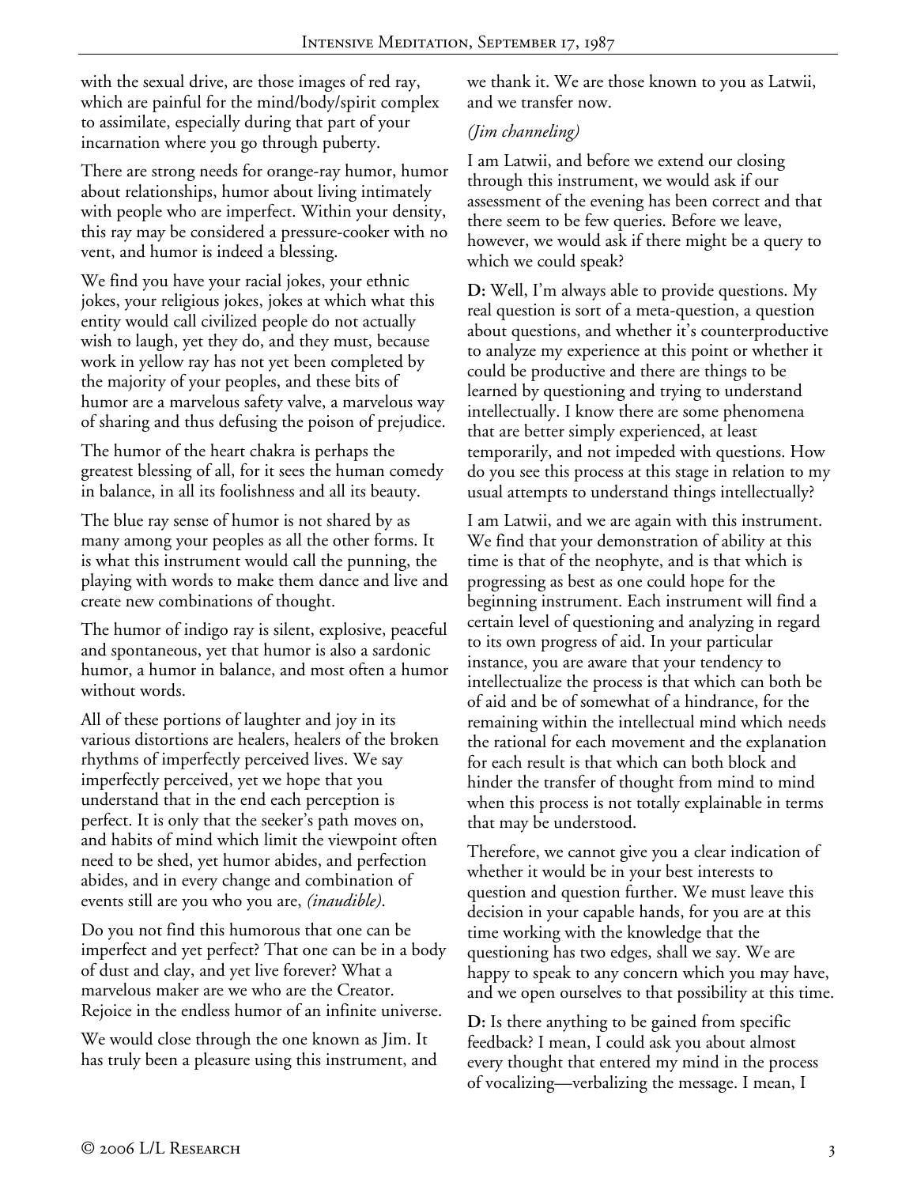with the sexual drive, are those images of red ray, which are painful for the mind/body/spirit complex to assimilate, especially during that part of your incarnation where you go through puberty.

There are strong needs for orange-ray humor, humor about relationships, humor about living intimately with people who are imperfect. Within your density, this ray may be considered a pressure-cooker with no vent, and humor is indeed a blessing.

We find you have your racial jokes, your ethnic jokes, your religious jokes, jokes at which what this entity would call civilized people do not actually wish to laugh, yet they do, and they must, because work in yellow ray has not yet been completed by the majority of your peoples, and these bits of humor are a marvelous safety valve, a marvelous way of sharing and thus defusing the poison of prejudice.

The humor of the heart chakra is perhaps the greatest blessing of all, for it sees the human comedy in balance, in all its foolishness and all its beauty.

The blue ray sense of humor is not shared by as many among your peoples as all the other forms. It is what this instrument would call the punning, the playing with words to make them dance and live and create new combinations of thought.

The humor of indigo ray is silent, explosive, peaceful and spontaneous, yet that humor is also a sardonic humor, a humor in balance, and most often a humor without words.

All of these portions of laughter and joy in its various distortions are healers, healers of the broken rhythms of imperfectly perceived lives. We say imperfectly perceived, yet we hope that you understand that in the end each perception is perfect. It is only that the seeker's path moves on, and habits of mind which limit the viewpoint often need to be shed, yet humor abides, and perfection abides, and in every change and combination of events still are you who you are, *(inaudible)*.

Do you not find this humorous that one can be imperfect and yet perfect? That one can be in a body of dust and clay, and yet live forever? What a marvelous maker are we who are the Creator. Rejoice in the endless humor of an infinite universe.

We would close through the one known as Jim. It has truly been a pleasure using this instrument, and we thank it. We are those known to you as Latwii, and we transfer now.

*(Jim channeling)*

I am Latwii, and before we extend our closing through this instrument, we would ask if our assessment of the evening has been correct and that there seem to be few queries. Before we leave, however, we would ask if there might be a query to which we could speak?

**D:** Well, I'm always able to provide questions. My real question is sort of a meta-question, a question about questions, and whether it's counterproductive to analyze my experience at this point or whether it could be productive and there are things to be learned by questioning and trying to understand intellectually. I know there are some phenomena that are better simply experienced, at least temporarily, and not impeded with questions. How do you see this process at this stage in relation to my usual attempts to understand things intellectually?

I am Latwii, and we are again with this instrument. We find that your demonstration of ability at this time is that of the neophyte, and is that which is progressing as best as one could hope for the beginning instrument. Each instrument will find a certain level of questioning and analyzing in regard to its own progress of aid. In your particular instance, you are aware that your tendency to intellectualize the process is that which can both be of aid and be of somewhat of a hindrance, for the remaining within the intellectual mind which needs the rational for each movement and the explanation for each result is that which can both block and hinder the transfer of thought from mind to mind when this process is not totally explainable in terms that may be understood.

Therefore, we cannot give you a clear indication of whether it would be in your best interests to question and question further. We must leave this decision in your capable hands, for you are at this time working with the knowledge that the questioning has two edges, shall we say. We are happy to speak to any concern which you may have, and we open ourselves to that possibility at this time.

**D:** Is there anything to be gained from specific feedback? I mean, I could ask you about almost every thought that entered my mind in the process of vocalizing—verbalizing the message. I mean, I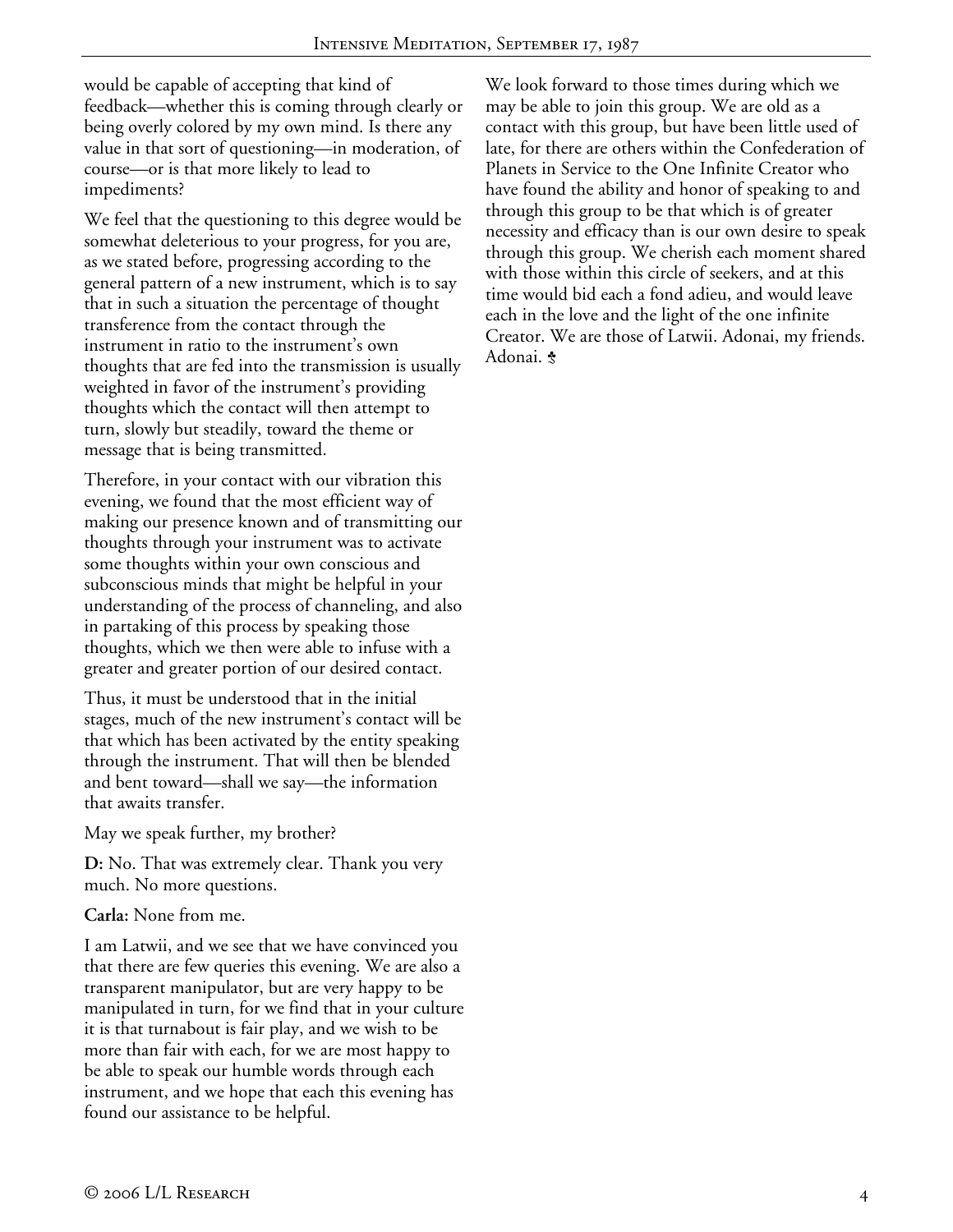would be capable of accepting that kind of feedback—whether this is coming through clearly or being overly colored by my own mind. Is there any value in that sort of questioning—in moderation, of course—or is that more likely to lead to impediments?

We feel that the questioning to this degree would be somewhat deleterious to your progress, for you are, as we stated before, progressing according to the general pattern of a new instrument, which is to say that in such a situation the percentage of thought transference from the contact through the instrument in ratio to the instrument's own thoughts that are fed into the transmission is usually weighted in favor of the instrument's providing thoughts which the contact will then attempt to turn, slowly but steadily, toward the theme or message that is being transmitted.

Therefore, in your contact with our vibration this evening, we found that the most efficient way of making our presence known and of transmitting our thoughts through your instrument was to activate some thoughts within your own conscious and subconscious minds that might be helpful in your understanding of the process of channeling, and also in partaking of this process by speaking those thoughts, which we then were able to infuse with a greater and greater portion of our desired contact.

Thus, it must be understood that in the initial stages, much of the new instrument's contact will be that which has been activated by the entity speaking through the instrument. That will then be blended and bent toward—shall we say—the information that awaits transfer.

May we speak further, my brother?

**D:** No. That was extremely clear. Thank you very much. No more questions.

**Carla:** None from me.

I am Latwii, and we see that we have convinced you that there are few queries this evening. We are also a transparent manipulator, but are very happy to be manipulated in turn, for we find that in your culture it is that turnabout is fair play, and we wish to be more than fair with each, for we are most happy to be able to speak our humble words through each instrument, and we hope that each this evening has found our assistance to be helpful.

We look forward to those times during which we may be able to join this group. We are old as a contact with this group, but have been little used of late, for there are others within the Confederation of Planets in Service to the One Infinite Creator who have found the ability and honor of speaking to and through this group to be that which is of greater necessity and efficacy than is our own desire to speak through this group. We cherish each moment shared with those within this circle of seekers, and at this time would bid each a fond adieu, and would leave each in the love and the light of the one infinite Creator. We are those of Latwii. Adonai, my friends. Adonai.